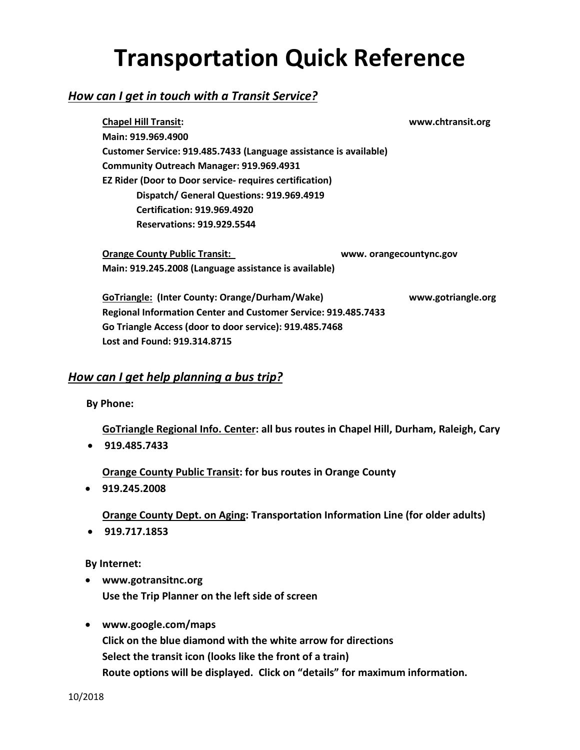# Transportation Quick Reference

## *How can I get in touch with a Transit Service?*

**Chapel Hill Transit:** **www.chtransit.org**
**Main: 919.969.4900**
**Customer Service: 919.485.7433 (Language assistance is available)**
**Community Outreach Manager: 919.969.4931**
**EZ Rider (Door to Door service- requires certification)**
- **Dispatch/ General Questions: 919.969.4919**
- **Certification: 919.969.4920**
- **Reservations: 919.929.5544**

**Orange County Public Transit:** **www. orangecountync.gov**
**Main: 919.245.2008 (Language assistance is available)**

**GoTriangle: (Inter County: Orange/Durham/Wake)** **www.gotriangle.org**
**Regional Information Center and Customer Service: 919.485.7433**
**Go Triangle Access (door to door service): 919.485.7468**
**Lost and Found: 919.314.8715**

## *How can I get help planning a bus trip?*

**By Phone:**

**GoTriangle Regional Info. Center: all bus routes in Chapel Hill, Durham, Raleigh, Cary**
- **919.485.7433**

**Orange County Public Transit: for bus routes in Orange County**
- **919.245.2008**

**Orange County Dept. on Aging: Transportation Information Line (for older adults)**
- **919.717.1853**

**By Internet:**

- **www.gotransitnc.org**
  **Use the Trip Planner on the left side of screen**
- **www.google.com/maps**
  **Click on the blue diamond with the white arrow for directions**
  **Select the transit icon (looks like the front of a train)**
  **Route options will be displayed. Click on "details" for maximum information.**

10/2018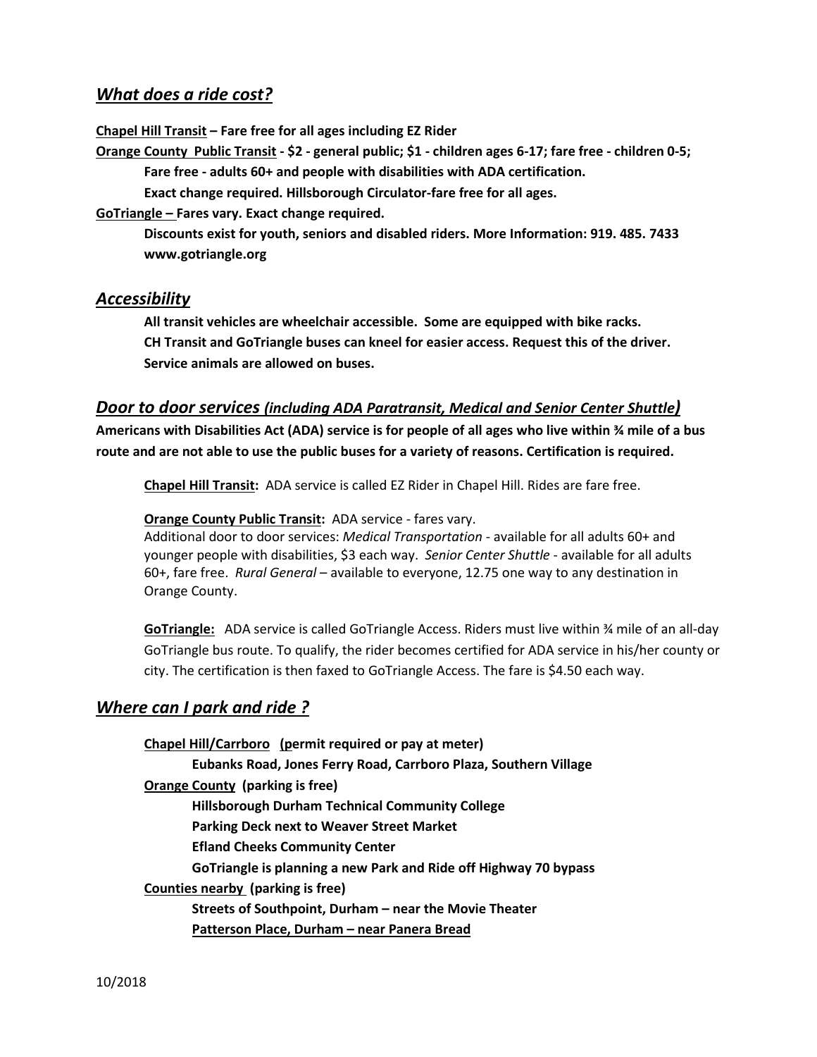## *What does a ride cost?*

**Chapel Hill Transit – Fare free for all ages including EZ Rider**

**Orange County Public Transit - $2 - general public; $1 - children ages 6-17; fare free - children 0-5;**
**Fare free - adults 60+ and people with disabilities with ADA certification.**
**Exact change required. Hillsborough Circulator-fare free for all ages.**

**GoTriangle – Fares vary. Exact change required.**
**Discounts exist for youth, seniors and disabled riders. More Information: 919. 485. 7433**
**www.gotriangle.org**

## *Accessibility*

**All transit vehicles are wheelchair accessible. Some are equipped with bike racks.**
**CH Transit and GoTriangle buses can kneel for easier access. Request this of the driver.**
**Service animals are allowed on buses.**

## *Door to door services (including ADA Paratransit, Medical and Senior Center Shuttle)*

**Americans with Disabilities Act (ADA) service is for people of all ages who live within ¾ mile of a bus route and are not able to use the public buses for a variety of reasons. Certification is required.**

**Chapel Hill Transit:** ADA service is called EZ Rider in Chapel Hill. Rides are fare free.

**Orange County Public Transit:** ADA service - fares vary.
Additional door to door services: *Medical Transportation* - available for all adults 60+ and younger people with disabilities, $3 each way. *Senior Center Shuttle* - available for all adults 60+, fare free. *Rural General* – available to everyone, 12.75 one way to any destination in Orange County.

**GoTriangle:** ADA service is called GoTriangle Access. Riders must live within ¾ mile of an all-day GoTriangle bus route. To qualify, the rider becomes certified for ADA service in his/her county or city. The certification is then faxed to GoTriangle Access. The fare is $4.50 each way.

## *Where can I park and ride ?*

**Chapel Hill/Carrboro (permit required or pay at meter)**
**Eubanks Road, Jones Ferry Road, Carrboro Plaza, Southern Village**

**Orange County (parking is free)**
**Hillsborough Durham Technical Community College**
**Parking Deck next to Weaver Street Market**
**Efland Cheeks Community Center**
**GoTriangle is planning a new Park and Ride off Highway 70 bypass**

**Counties nearby (parking is free)**
**Streets of Southpoint, Durham – near the Movie Theater**
**Patterson Place, Durham – near Panera Bread**

10/2018